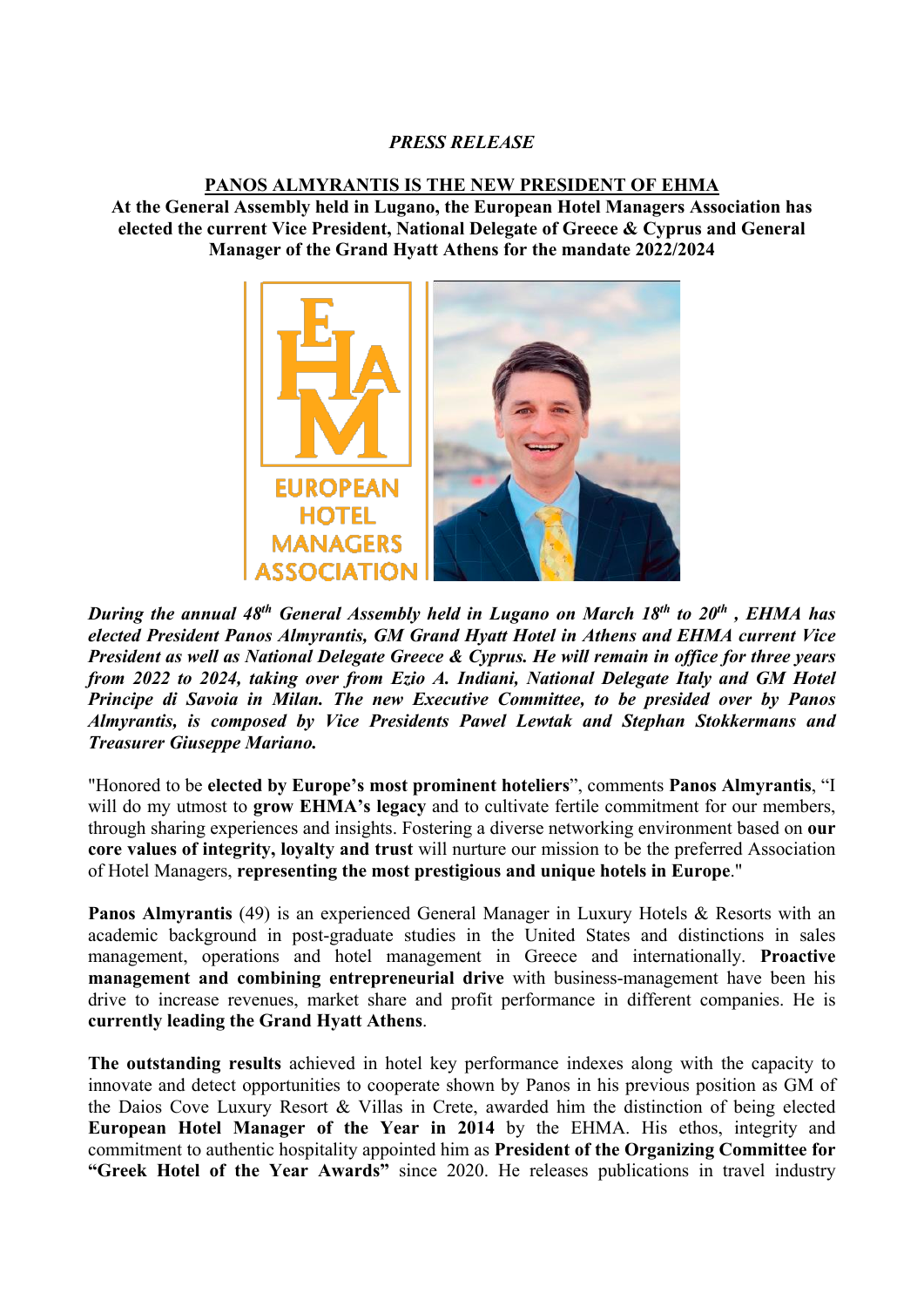*PRESS RELEASE*

**PANOS ALMYRANTIS IS THE NEW PRESIDENT OF EHMA**

**At the General Assembly held in Lugano, the European Hotel Managers Association has elected the current Vice President, National Delegate of Greece & Cyprus and General Manager of the Grand Hyatt Athens for the mandate 2022/2024**

***During the annual 48th General Assembly held in Lugano on March 18th to 20th , EHMA has elected President Panos Almyrantis, GM Grand Hyatt Hotel in Athens and EHMA current Vice President as well as National Delegate Greece & Cyprus. He will remain in office for three years from 2022 to 2024, taking over from Ezio A. Indiani, National Delegate Italy and GM Hotel Principe di Savoia in Milan. The new Executive Committee, to be presided over by Panos Almyrantis, is composed by Vice Presidents Pawel Lewtak and Stephan Stokkermans and Treasurer Giuseppe Mariano.***

"Honored to be **elected by Europe's most prominent hoteliers**", comments **Panos Almyrantis**, "I will do my utmost to **grow EHMA's legacy** and to cultivate fertile commitment for our members, through sharing experiences and insights. Fostering a diverse networking environment based on **our core values of integrity, loyalty and trust** will nurture our mission to be the preferred Association of Hotel Managers, **representing the most prestigious and unique hotels in Europe**."

**Panos Almyrantis** (49) is an experienced General Manager in Luxury Hotels & Resorts with an academic background in post-graduate studies in the United States and distinctions in sales management, operations and hotel management in Greece and internationally. **Proactive management and combining entrepreneurial drive** with business-management have been his drive to increase revenues, market share and profit performance in different companies. He is **currently leading the Grand Hyatt Athens**.

**The outstanding results** achieved in hotel key performance indexes along with the capacity to innovate and detect opportunities to cooperate shown by Panos in his previous position as GM of the Daios Cove Luxury Resort & Villas in Crete, awarded him the distinction of being elected **European Hotel Manager of the Year in 2014** by the EHMA. His ethos, integrity and commitment to authentic hospitality appointed him as **President of the Organizing Committee for "Greek Hotel of the Year Awards"** since 2020. He releases publications in travel industry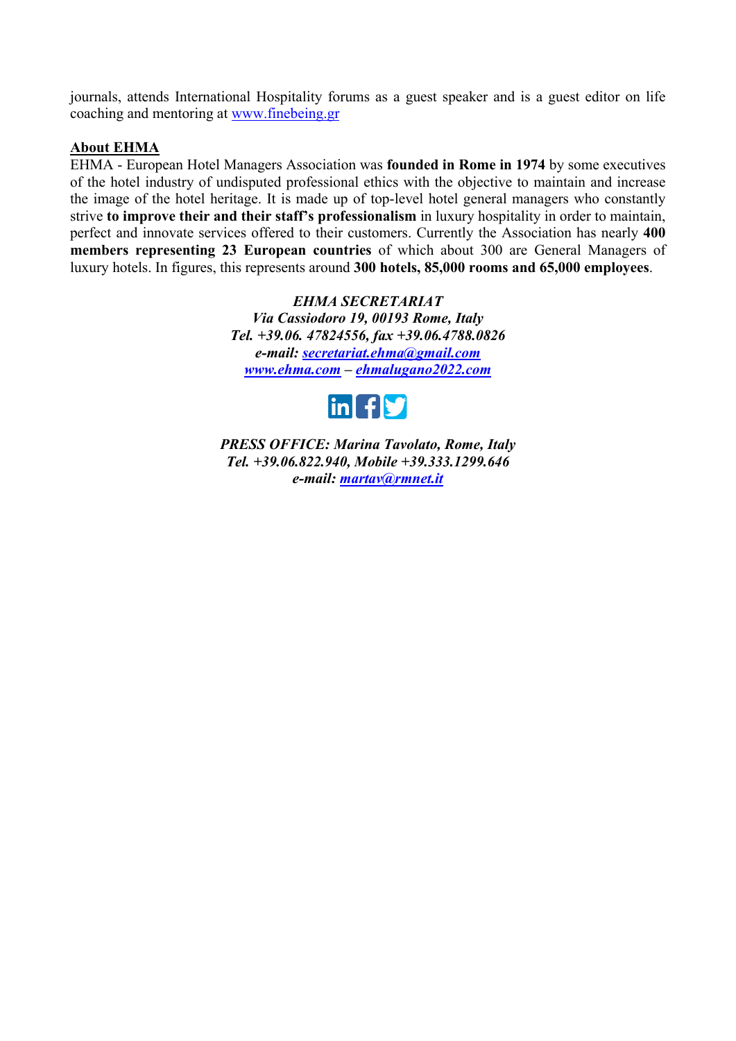journals, attends International Hospitality forums as a guest speaker and is a guest editor on life coaching and mentoring at www.finebeing.gr

**About EHMA**

EHMA - European Hotel Managers Association was **founded in Rome in 1974** by some executives of the hotel industry of undisputed professional ethics with the objective to maintain and increase the image of the hotel heritage. It is made up of top-level hotel general managers who constantly strive **to improve their and their staff's professionalism** in luxury hospitality in order to maintain, perfect and innovate services offered to their customers. Currently the Association has nearly **400 members representing 23 European countries** of which about 300 are General Managers of luxury hotels. In figures, this represents around **300 hotels, 85,000 rooms and 65,000 employees**.

***EHMA SECRETARIAT***
***Via Cassiodoro 19, 00193 Rome, Italy***
***Tel. +39.06. 47824556, fax +39.06.4788.0826***
***e-mail: secretariat.ehma@gmail.com***
***www.ehma.com – ehmalugano2022.com***

***PRESS OFFICE: Marina Tavolato, Rome, Italy***
***Tel. +39.06.822.940, Mobile +39.333.1299.646***
***e-mail: martav@rmnet.it***